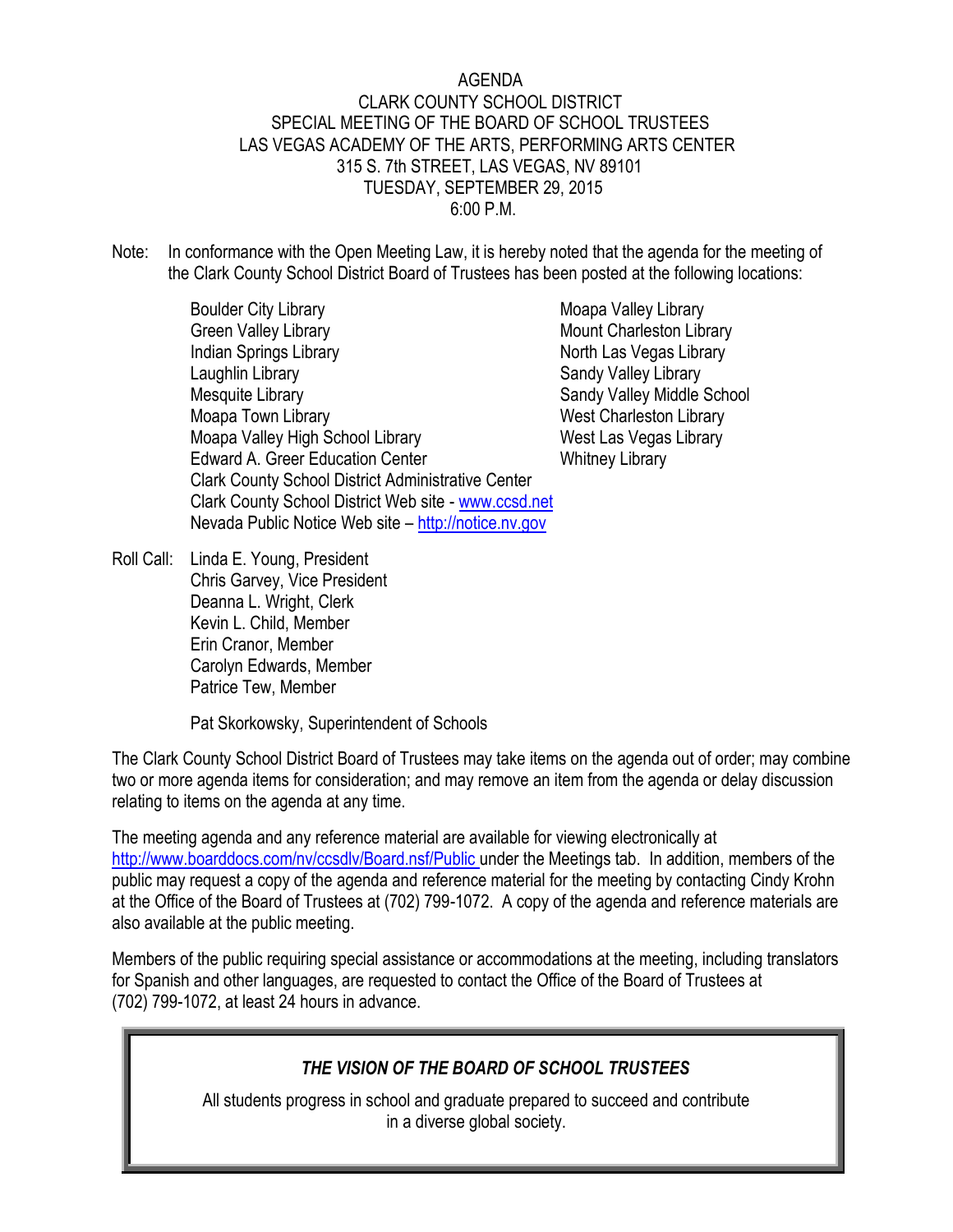# AGENDA
## CLARK COUNTY SCHOOL DISTRICT
## SPECIAL MEETING OF THE BOARD OF SCHOOL TRUSTEES
LAS VEGAS ACADEMY OF THE ARTS, PERFORMING ARTS CENTER
315 S. 7th STREET, LAS VEGAS, NV 89101
TUESDAY, SEPTEMBER 29, 2015
6:00 P.M.

Note: In conformance with the Open Meeting Law, it is hereby noted that the agenda for the meeting of the Clark County School District Board of Trustees has been posted at the following locations:

- Boulder City Library
- Green Valley Library
- Indian Springs Library
- Laughlin Library
- Mesquite Library
- Moapa Town Library
- Moapa Valley High School Library
- Edward A. Greer Education Center
- Clark County School District Administrative Center
- Clark County School District Web site - www.ccsd.net
- Nevada Public Notice Web site – http://notice.nv.gov
- Moapa Valley Library
- Mount Charleston Library
- North Las Vegas Library
- Sandy Valley Library
- Sandy Valley Middle School
- West Charleston Library
- West Las Vegas Library
- Whitney Library

Roll Call:
Linda E. Young, President
Chris Garvey, Vice President
Deanna L. Wright, Clerk
Kevin L. Child, Member
Erin Cranor, Member
Carolyn Edwards, Member
Patrice Tew, Member

Pat Skorkowsky, Superintendent of Schools

The Clark County School District Board of Trustees may take items on the agenda out of order; may combine two or more agenda items for consideration; and may remove an item from the agenda or delay discussion relating to items on the agenda at any time.

The meeting agenda and any reference material are available for viewing electronically at http://www.boarddocs.com/nv/ccsdlv/Board.nsf/Public under the Meetings tab. In addition, members of the public may request a copy of the agenda and reference material for the meeting by contacting Cindy Krohn at the Office of the Board of Trustees at (702) 799-1072. A copy of the agenda and reference materials are also available at the public meeting.

Members of the public requiring special assistance or accommodations at the meeting, including translators for Spanish and other languages, are requested to contact the Office of the Board of Trustees at (702) 799-1072, at least 24 hours in advance.

***THE VISION OF THE BOARD OF SCHOOL TRUSTEES***

All students progress in school and graduate prepared to succeed and contribute in a diverse global society.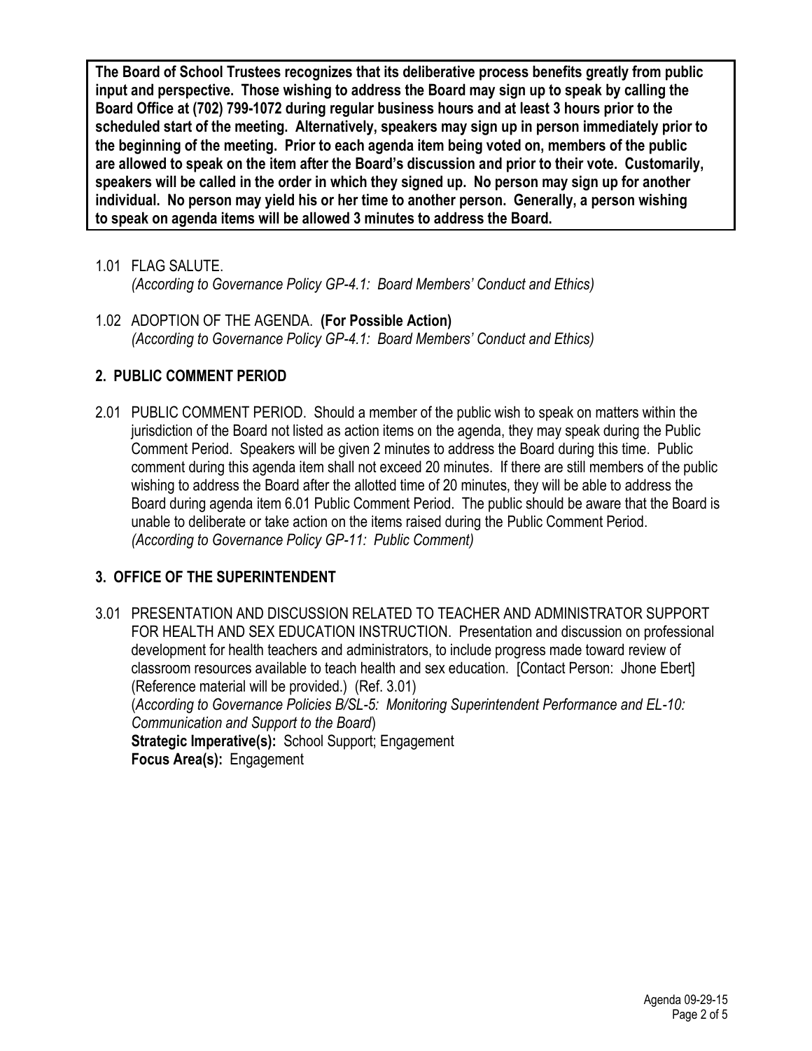**The Board of School Trustees recognizes that its deliberative process benefits greatly from public input and perspective. Those wishing to address the Board may sign up to speak by calling the Board Office at (702) 799-1072 during regular business hours and at least 3 hours prior to the scheduled start of the meeting. Alternatively, speakers may sign up in person immediately prior to the beginning of the meeting. Prior to each agenda item being voted on, members of the public are allowed to speak on the item after the Board's discussion and prior to their vote. Customarily, speakers will be called in the order in which they signed up. No person may sign up for another individual. No person may yield his or her time to another person. Generally, a person wishing to speak on agenda items will be allowed 3 minutes to address the Board.**

1.01 FLAG SALUTE.
*(According to Governance Policy GP-4.1: Board Members' Conduct and Ethics)*

1.02 ADOPTION OF THE AGENDA. **(For Possible Action)**
*(According to Governance Policy GP-4.1: Board Members' Conduct and Ethics)*

## 2. PUBLIC COMMENT PERIOD

2.01 PUBLIC COMMENT PERIOD. Should a member of the public wish to speak on matters within the jurisdiction of the Board not listed as action items on the agenda, they may speak during the Public Comment Period. Speakers will be given 2 minutes to address the Board during this time. Public comment during this agenda item shall not exceed 20 minutes. If there are still members of the public wishing to address the Board after the allotted time of 20 minutes, they will be able to address the Board during agenda item 6.01 Public Comment Period. The public should be aware that the Board is unable to deliberate or take action on the items raised during the Public Comment Period.
*(According to Governance Policy GP-11: Public Comment)*

## 3. OFFICE OF THE SUPERINTENDENT

3.01 PRESENTATION AND DISCUSSION RELATED TO TEACHER AND ADMINISTRATOR SUPPORT FOR HEALTH AND SEX EDUCATION INSTRUCTION. Presentation and discussion on professional development for health teachers and administrators, to include progress made toward review of classroom resources available to teach health and sex education. [Contact Person: Jhone Ebert] (Reference material will be provided.) (Ref. 3.01)
(*According to Governance Policies B/SL-5: Monitoring Superintendent Performance and EL-10: Communication and Support to the Board*)
**Strategic Imperative(s):** School Support; Engagement
**Focus Area(s):** Engagement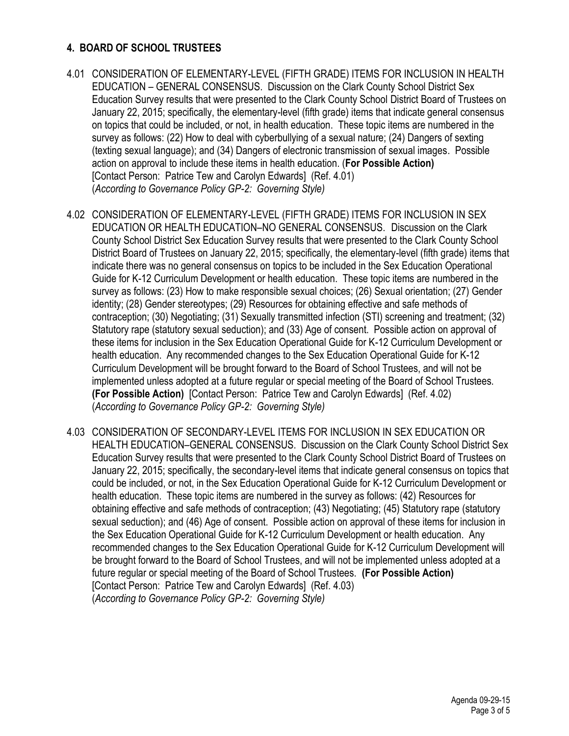## 4. BOARD OF SCHOOL TRUSTEES

4.01 CONSIDERATION OF ELEMENTARY-LEVEL (FIFTH GRADE) ITEMS FOR INCLUSION IN HEALTH EDUCATION – GENERAL CONSENSUS. Discussion on the Clark County School District Sex Education Survey results that were presented to the Clark County School District Board of Trustees on January 22, 2015; specifically, the elementary-level (fifth grade) items that indicate general consensus on topics that could be included, or not, in health education. These topic items are numbered in the survey as follows: (22) How to deal with cyberbullying of a sexual nature; (24) Dangers of sexting (texting sexual language); and (34) Dangers of electronic transmission of sexual images. Possible action on approval to include these items in health education. (**For Possible Action)** [Contact Person: Patrice Tew and Carolyn Edwards] (Ref. 4.01) (*According to Governance Policy GP-2: Governing Style)*

4.02 CONSIDERATION OF ELEMENTARY-LEVEL (FIFTH GRADE) ITEMS FOR INCLUSION IN SEX EDUCATION OR HEALTH EDUCATION–NO GENERAL CONSENSUS. Discussion on the Clark County School District Sex Education Survey results that were presented to the Clark County School District Board of Trustees on January 22, 2015; specifically, the elementary-level (fifth grade) items that indicate there was no general consensus on topics to be included in the Sex Education Operational Guide for K-12 Curriculum Development or health education. These topic items are numbered in the survey as follows: (23) How to make responsible sexual choices; (26) Sexual orientation; (27) Gender identity; (28) Gender stereotypes; (29) Resources for obtaining effective and safe methods of contraception; (30) Negotiating; (31) Sexually transmitted infection (STI) screening and treatment; (32) Statutory rape (statutory sexual seduction); and (33) Age of consent. Possible action on approval of these items for inclusion in the Sex Education Operational Guide for K-12 Curriculum Development or health education. Any recommended changes to the Sex Education Operational Guide for K-12 Curriculum Development will be brought forward to the Board of School Trustees, and will not be implemented unless adopted at a future regular or special meeting of the Board of School Trustees. **(For Possible Action)** [Contact Person: Patrice Tew and Carolyn Edwards] (Ref. 4.02) (*According to Governance Policy GP-2: Governing Style)*

4.03 CONSIDERATION OF SECONDARY-LEVEL ITEMS FOR INCLUSION IN SEX EDUCATION OR HEALTH EDUCATION–GENERAL CONSENSUS. Discussion on the Clark County School District Sex Education Survey results that were presented to the Clark County School District Board of Trustees on January 22, 2015; specifically, the secondary-level items that indicate general consensus on topics that could be included, or not, in the Sex Education Operational Guide for K-12 Curriculum Development or health education. These topic items are numbered in the survey as follows: (42) Resources for obtaining effective and safe methods of contraception; (43) Negotiating; (45) Statutory rape (statutory sexual seduction); and (46) Age of consent. Possible action on approval of these items for inclusion in the Sex Education Operational Guide for K-12 Curriculum Development or health education. Any recommended changes to the Sex Education Operational Guide for K-12 Curriculum Development will be brought forward to the Board of School Trustees, and will not be implemented unless adopted at a future regular or special meeting of the Board of School Trustees. **(For Possible Action)** [Contact Person: Patrice Tew and Carolyn Edwards] (Ref. 4.03) (*According to Governance Policy GP-2: Governing Style)*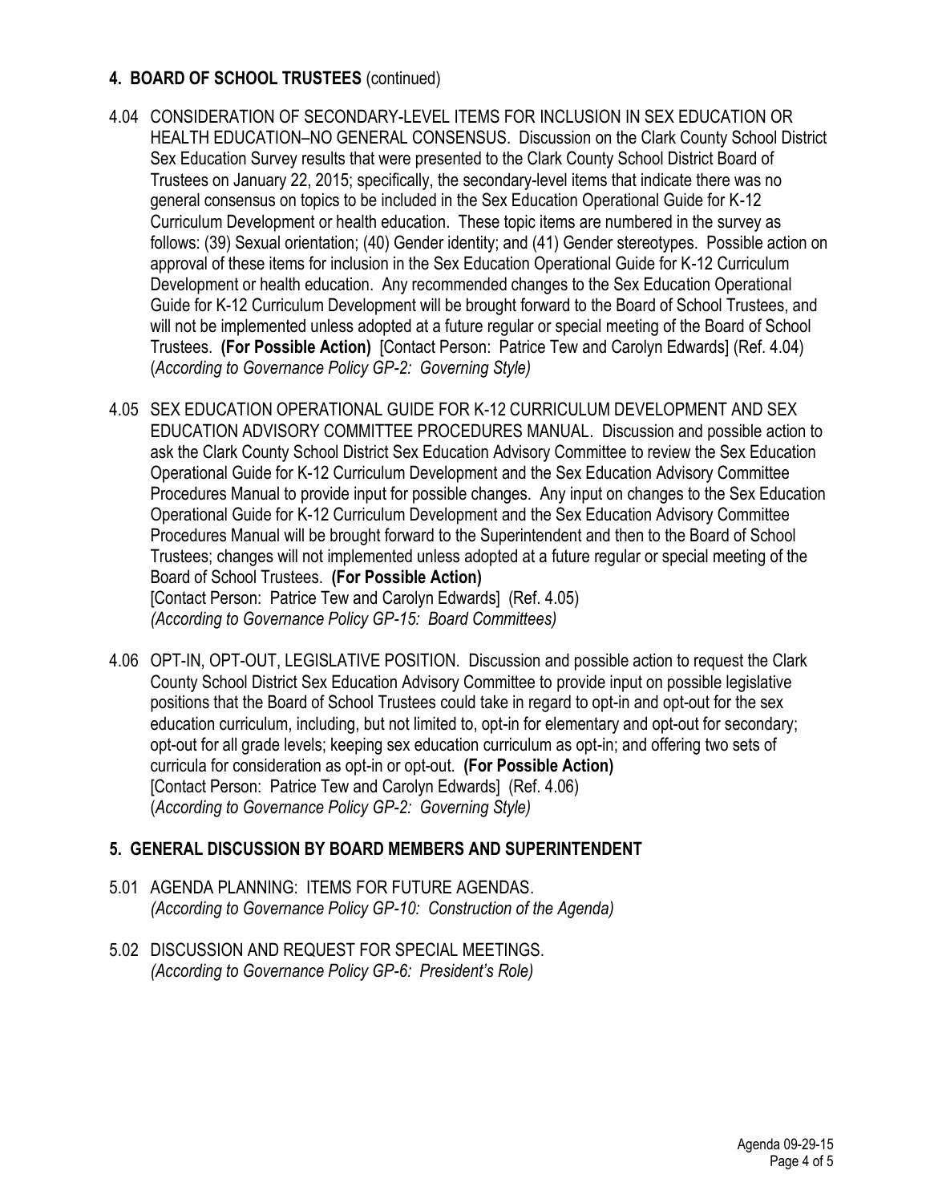## 4. BOARD OF SCHOOL TRUSTEES (continued)

4.04 CONSIDERATION OF SECONDARY-LEVEL ITEMS FOR INCLUSION IN SEX EDUCATION OR HEALTH EDUCATION–NO GENERAL CONSENSUS. Discussion on the Clark County School District Sex Education Survey results that were presented to the Clark County School District Board of Trustees on January 22, 2015; specifically, the secondary-level items that indicate there was no general consensus on topics to be included in the Sex Education Operational Guide for K-12 Curriculum Development or health education. These topic items are numbered in the survey as follows: (39) Sexual orientation; (40) Gender identity; and (41) Gender stereotypes. Possible action on approval of these items for inclusion in the Sex Education Operational Guide for K-12 Curriculum Development or health education. Any recommended changes to the Sex Education Operational Guide for K-12 Curriculum Development will be brought forward to the Board of School Trustees, and will not be implemented unless adopted at a future regular or special meeting of the Board of School Trustees. **(For Possible Action)** [Contact Person: Patrice Tew and Carolyn Edwards] (Ref. 4.04) (*According to Governance Policy GP-2: Governing Style)*

4.05 SEX EDUCATION OPERATIONAL GUIDE FOR K-12 CURRICULUM DEVELOPMENT AND SEX EDUCATION ADVISORY COMMITTEE PROCEDURES MANUAL. Discussion and possible action to ask the Clark County School District Sex Education Advisory Committee to review the Sex Education Operational Guide for K-12 Curriculum Development and the Sex Education Advisory Committee Procedures Manual to provide input for possible changes. Any input on changes to the Sex Education Operational Guide for K-12 Curriculum Development and the Sex Education Advisory Committee Procedures Manual will be brought forward to the Superintendent and then to the Board of School Trustees; changes will not implemented unless adopted at a future regular or special meeting of the Board of School Trustees. **(For Possible Action)**
[Contact Person: Patrice Tew and Carolyn Edwards] (Ref. 4.05)
*(According to Governance Policy GP-15: Board Committees)*

4.06 OPT-IN, OPT-OUT, LEGISLATIVE POSITION. Discussion and possible action to request the Clark County School District Sex Education Advisory Committee to provide input on possible legislative positions that the Board of School Trustees could take in regard to opt-in and opt-out for the sex education curriculum, including, but not limited to, opt-in for elementary and opt-out for secondary; opt-out for all grade levels; keeping sex education curriculum as opt-in; and offering two sets of curricula for consideration as opt-in or opt-out. **(For Possible Action)**
[Contact Person: Patrice Tew and Carolyn Edwards] (Ref. 4.06)
(*According to Governance Policy GP-2: Governing Style)*

## 5. GENERAL DISCUSSION BY BOARD MEMBERS AND SUPERINTENDENT

5.01 AGENDA PLANNING: ITEMS FOR FUTURE AGENDAS.
*(According to Governance Policy GP-10: Construction of the Agenda)*

5.02 DISCUSSION AND REQUEST FOR SPECIAL MEETINGS.
*(According to Governance Policy GP-6: President's Role)*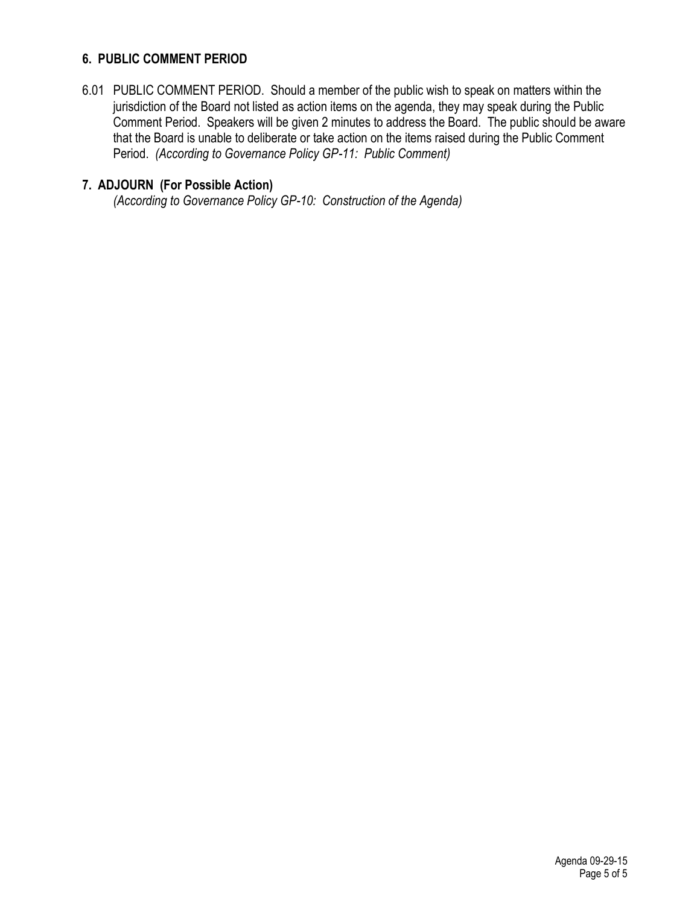## 6. PUBLIC COMMENT PERIOD

6.01 PUBLIC COMMENT PERIOD. Should a member of the public wish to speak on matters within the jurisdiction of the Board not listed as action items on the agenda, they may speak during the Public Comment Period. Speakers will be given 2 minutes to address the Board. The public should be aware that the Board is unable to deliberate or take action on the items raised during the Public Comment Period. *(According to Governance Policy GP-11: Public Comment)*

## 7. ADJOURN (For Possible Action)

*(According to Governance Policy GP-10: Construction of the Agenda)*